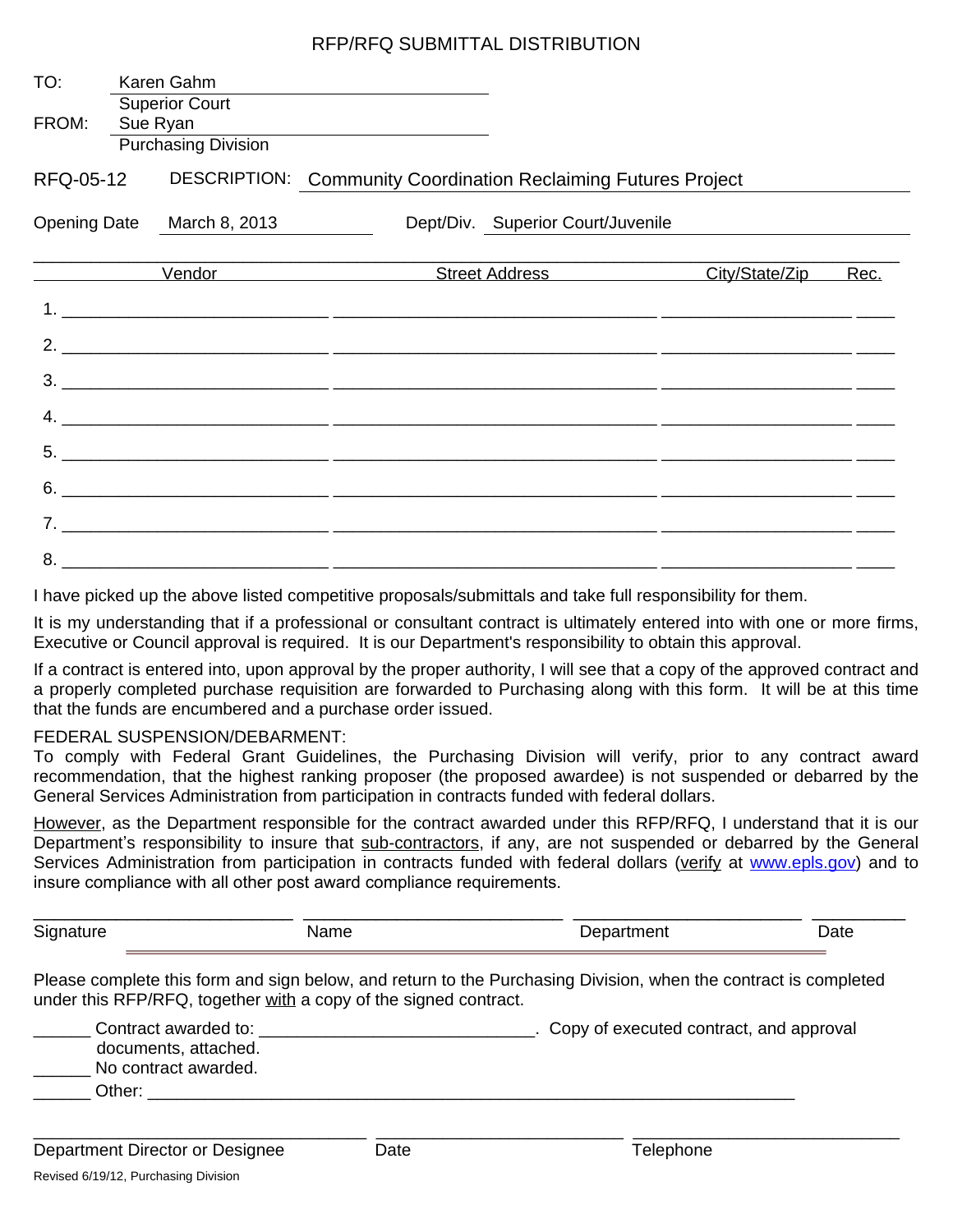# RFP/RFQ SUBMITTAL DISTRIBUTION

TO: Karen Gahm
Superior Court

FROM: Sue Ryan
Purchasing Division

RFQ-05-12 DESCRIPTION: Community Coordination Reclaiming Futures Project

Opening Date: March 8, 2013 Dept/Div. Superior Court/Juvenile

| | Vendor | Street Address | City/State/Zip | Rec. |
|---|---|---|---|---|
| 1. | | | | |
| 2. | | | | |
| 3. | | | | |
| 4. | | | | |
| 5. | | | | |
| 6. | | | | |
| 7. | | | | |
| 8. | | | | |

I have picked up the above listed competitive proposals/submittals and take full responsibility for them.

It is my understanding that if a professional or consultant contract is ultimately entered into with one or more firms, Executive or Council approval is required. It is our Department's responsibility to obtain this approval.

If a contract is entered into, upon approval by the proper authority, I will see that a copy of the approved contract and a properly completed purchase requisition are forwarded to Purchasing along with this form. It will be at this time that the funds are encumbered and a purchase order issued.

FEDERAL SUSPENSION/DEBARMENT:
To comply with Federal Grant Guidelines, the Purchasing Division will verify, prior to any contract award recommendation, that the highest ranking proposer (the proposed awardee) is not suspended or debarred by the General Services Administration from participation in contracts funded with federal dollars.

However, as the Department responsible for the contract awarded under this RFP/RFQ, I understand that it is our Department's responsibility to insure that sub-contractors, if any, are not suspended or debarred by the General Services Administration from participation in contracts funded with federal dollars (verify at www.epls.gov) and to insure compliance with all other post award compliance requirements.

_______________ _______________ _______________ _______________
Signature Name Department Date

Please complete this form and sign below, and return to the Purchasing Division, when the contract is completed under this RFP/RFQ, together with a copy of the signed contract.

______ Contract awarded to: ____________________. Copy of executed contract, and approval documents, attached.
______ No contract awarded.
______ Other: ____________________________________________

_______________ _______________ _______________
Department Director or Designee Date Telephone

Revised 6/19/12, Purchasing Division